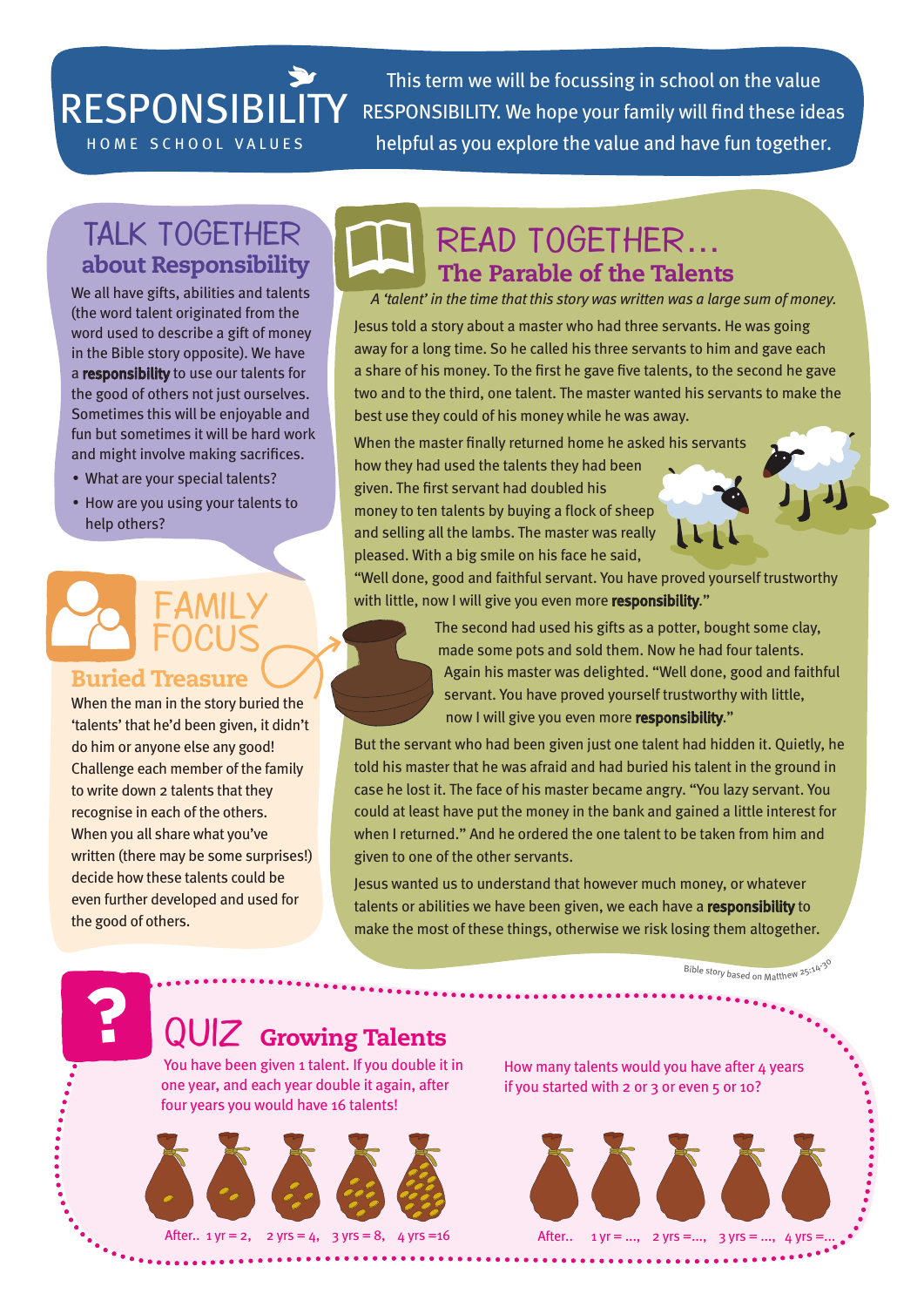# RESPONSIBILITY

HOME SCHOOL VALUES

This term we will be focussing in school on the value RESPONSIBILITY. We hope your family will find these ideas helpful as you explore the value and have fun together.

## TALK TOGETHER about Responsibility

We all have gifts, abilities and talents (the word talent originated from the word used to describe a gift of money in the Bible story opposite). We have a **responsibility** to use our talents for the good of others not just ourselves. Sometimes this will be enjoyable and fun but sometimes it will be hard work and might involve making sacrifices.

- What are your special talents?
- How are you using your talents to help others?

## READ TOGETHER... The Parable of the Talents

*A 'talent' in the time that this story was written was a large sum of money.*

Jesus told a story about a master who had three servants. He was going away for a long time. So he called his three servants to him and gave each a share of his money. To the first he gave five talents, to the second he gave two and to the third, one talent. The master wanted his servants to make the best use they could of his money while he was away.

When the master finally returned home he asked his servants how they had used the talents they had been given. The first servant had doubled his money to ten talents by buying a flock of sheep and selling all the lambs. The master was really pleased. With a big smile on his face he said, "Well done, good and faithful servant. You have proved yourself trustworthy with little, now I will give you even more **responsibility**."

The second had used his gifts as a potter, bought some clay, made some pots and sold them. Now he had four talents. Again his master was delighted. "Well done, good and faithful servant. You have proved yourself trustworthy with little, now I will give you even more **responsibility**."

But the servant who had been given just one talent had hidden it. Quietly, he told his master that he was afraid and had buried his talent in the ground in case he lost it. The face of his master became angry. "You lazy servant. You could at least have put the money in the bank and gained a little interest for when I returned." And he ordered the one talent to be taken from him and given to one of the other servants.

Jesus wanted us to understand that however much money, or whatever talents or abilities we have been given, we each have a **responsibility** to make the most of these things, otherwise we risk losing them altogether.

Bible story based on Matthew 25:14-30

## FAMILY FOCUS

### Buried Treasure

When the man in the story buried the 'talents' that he'd been given, it didn't do him or anyone else any good! Challenge each member of the family to write down 2 talents that they recognise in each of the others. When you all share what you've written (there may be some surprises!) decide how these talents could be even further developed and used for the good of others.

## ? QUIZ Growing Talents

You have been given 1 talent. If you double it in one year, and each year double it again, after four years you would have 16 talents!

After.. 1 yr = 2, 2 yrs = 4, 3 yrs = 8, 4 yrs =16

How many talents would you have after 4 years if you started with 2 or 3 or even 5 or 10?

After.. 1 yr = ..., 2 yrs =..., 3 yrs = ..., 4 yrs =...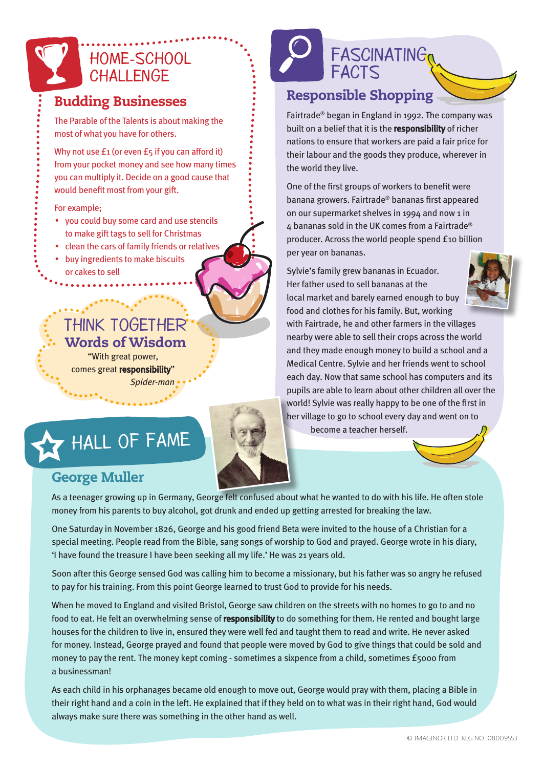## HOME-SCHOOL CHALLENGE

### Budding Businesses

The Parable of the Talents is about making the most of what you have for others.

Why not use £1 (or even £5 if you can afford it) from your pocket money and see how many times you can multiply it. Decide on a good cause that would benefit most from your gift.

For example;

- you could buy some card and use stencils to make gift tags to sell for Christmas
- clean the cars of family friends or relatives
- buy ingredients to make biscuits or cakes to sell

## THINK TOGETHER

### Words of Wisdom

"With great power,
comes great **responsibility**"
*Spider-man*

## FASCINATING FACTS

### Responsible Shopping

Fairtrade® began in England in 1992. The company was built on a belief that it is the **responsibility** of richer nations to ensure that workers are paid a fair price for their labour and the goods they produce, wherever in the world they live.

One of the first groups of workers to benefit were banana growers. Fairtrade® bananas first appeared on our supermarket shelves in 1994 and now 1 in 4 bananas sold in the UK comes from a Fairtrade® producer. Across the world people spend £10 billion per year on bananas.

Sylvie's family grew bananas in Ecuador. Her father used to sell bananas at the local market and barely earned enough to buy food and clothes for his family. But, working with Fairtrade, he and other farmers in the villages nearby were able to sell their crops across the world and they made enough money to build a school and a Medical Centre. Sylvie and her friends went to school each day. Now that same school has computers and its pupils are able to learn about other children all over the world! Sylvie was really happy to be one of the first in her village to go to school every day and went on to become a teacher herself.

## HALL OF FAME

### George Muller

As a teenager growing up in Germany, George felt confused about what he wanted to do with his life. He often stole money from his parents to buy alcohol, got drunk and ended up getting arrested for breaking the law.

One Saturday in November 1826, George and his good friend Beta were invited to the house of a Christian for a special meeting. People read from the Bible, sang songs of worship to God and prayed. George wrote in his diary, 'I have found the treasure I have been seeking all my life.' He was 21 years old.

Soon after this George sensed God was calling him to become a missionary, but his father was so angry he refused to pay for his training. From this point George learned to trust God to provide for his needs.

When he moved to England and visited Bristol, George saw children on the streets with no homes to go to and no food to eat. He felt an overwhelming sense of **responsibility** to do something for them. He rented and bought large houses for the children to live in, ensured they were well fed and taught them to read and write. He never asked for money. Instead, George prayed and found that people were moved by God to give things that could be sold and money to pay the rent. The money kept coming - sometimes a sixpence from a child, sometimes £5000 from a businessman!

As each child in his orphanages became old enough to move out, George would pray with them, placing a Bible in their right hand and a coin in the left. He explained that if they held on to what was in their right hand, God would always make sure there was something in the other hand as well.

© IMAGINOR LTD. REG NO. 08009553